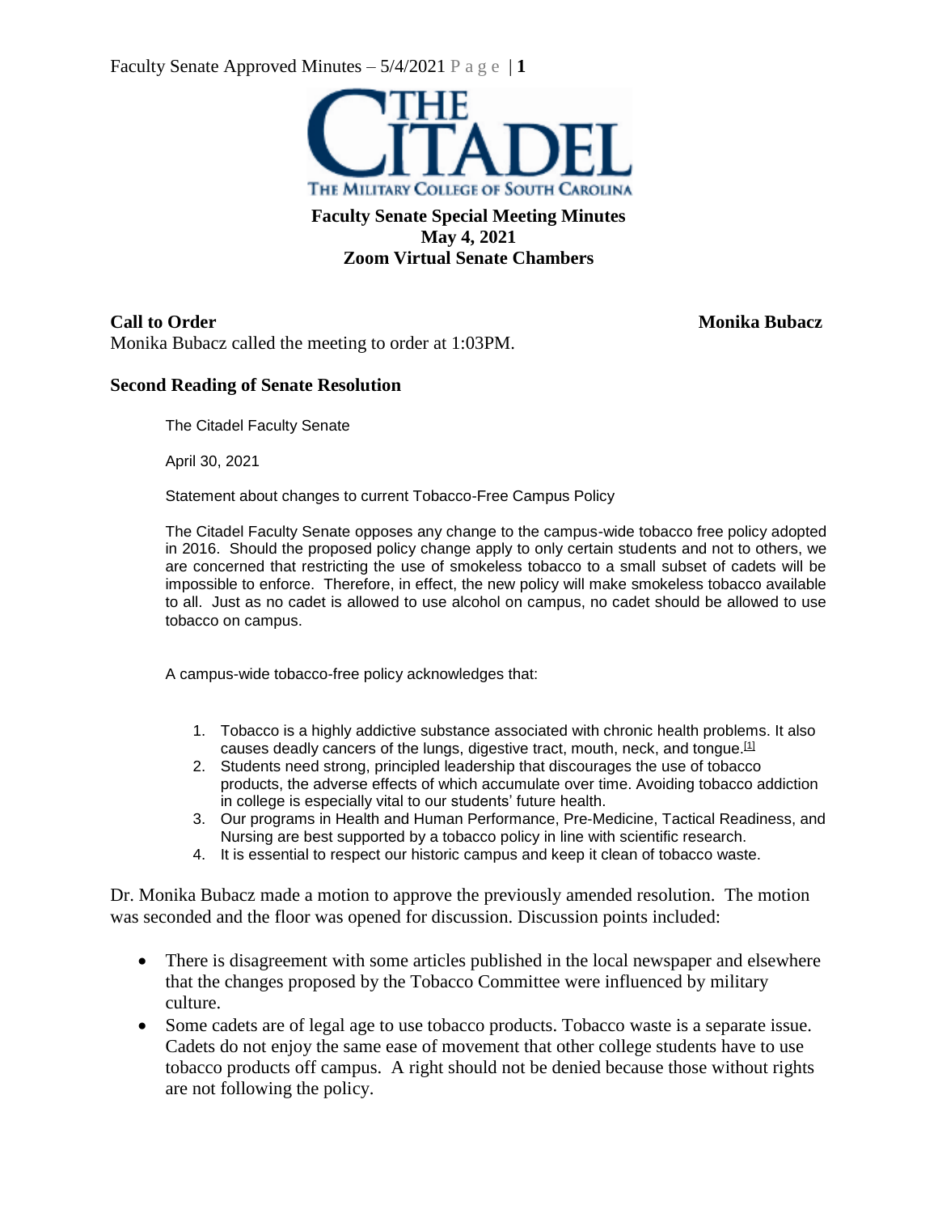# Faculty Senate Special Meeting Minutes
## May 4, 2021
## Zoom Virtual Senate Chambers

**Call to Order** **Monika Bubacz**

Monika Bubacz called the meeting to order at 1:03PM.

**Second Reading of Senate Resolution**

The Citadel Faculty Senate

April 30, 2021

Statement about changes to current Tobacco-Free Campus Policy

The Citadel Faculty Senate opposes any change to the campus-wide tobacco free policy adopted in 2016. Should the proposed policy change apply to only certain students and not to others, we are concerned that restricting the use of smokeless tobacco to a small subset of cadets will be impossible to enforce. Therefore, in effect, the new policy will make smokeless tobacco available to all. Just as no cadet is allowed to use alcohol on campus, no cadet should be allowed to use tobacco on campus.

A campus-wide tobacco-free policy acknowledges that:

1. Tobacco is a highly addictive substance associated with chronic health problems. It also causes deadly cancers of the lungs, digestive tract, mouth, neck, and tongue.[1]
2. Students need strong, principled leadership that discourages the use of tobacco products, the adverse effects of which accumulate over time. Avoiding tobacco addiction in college is especially vital to our students' future health.
3. Our programs in Health and Human Performance, Pre-Medicine, Tactical Readiness, and Nursing are best supported by a tobacco policy in line with scientific research.
4. It is essential to respect our historic campus and keep it clean of tobacco waste.

Dr. Monika Bubacz made a motion to approve the previously amended resolution. The motion was seconded and the floor was opened for discussion. Discussion points included:

- There is disagreement with some articles published in the local newspaper and elsewhere that the changes proposed by the Tobacco Committee were influenced by military culture.
- Some cadets are of legal age to use tobacco products. Tobacco waste is a separate issue. Cadets do not enjoy the same ease of movement that other college students have to use tobacco products off campus. A right should not be denied because those without rights are not following the policy.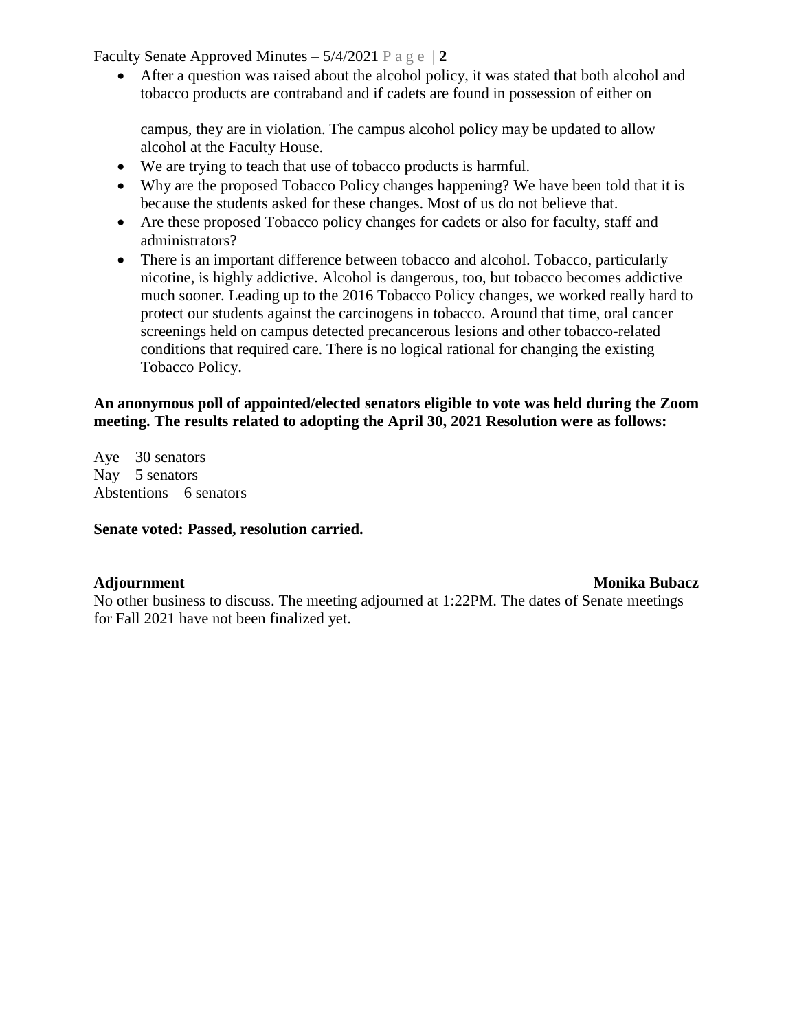- After a question was raised about the alcohol policy, it was stated that both alcohol and tobacco products are contraband and if cadets are found in possession of either on campus, they are in violation. The campus alcohol policy may be updated to allow alcohol at the Faculty House.
- We are trying to teach that use of tobacco products is harmful.
- Why are the proposed Tobacco Policy changes happening? We have been told that it is because the students asked for these changes. Most of us do not believe that.
- Are these proposed Tobacco policy changes for cadets or also for faculty, staff and administrators?
- There is an important difference between tobacco and alcohol. Tobacco, particularly nicotine, is highly addictive. Alcohol is dangerous, too, but tobacco becomes addictive much sooner. Leading up to the 2016 Tobacco Policy changes, we worked really hard to protect our students against the carcinogens in tobacco. Around that time, oral cancer screenings held on campus detected precancerous lesions and other tobacco-related conditions that required care. There is no logical rational for changing the existing Tobacco Policy.

**An anonymous poll of appointed/elected senators eligible to vote was held during the Zoom meeting. The results related to adopting the April 30, 2021 Resolution were as follows:**

Aye – 30 senators
Nay – 5 senators
Abstentions – 6 senators

**Senate voted: Passed, resolution carried.**

**Adjournment** **Monika Bubacz**

No other business to discuss. The meeting adjourned at 1:22PM. The dates of Senate meetings for Fall 2021 have not been finalized yet.